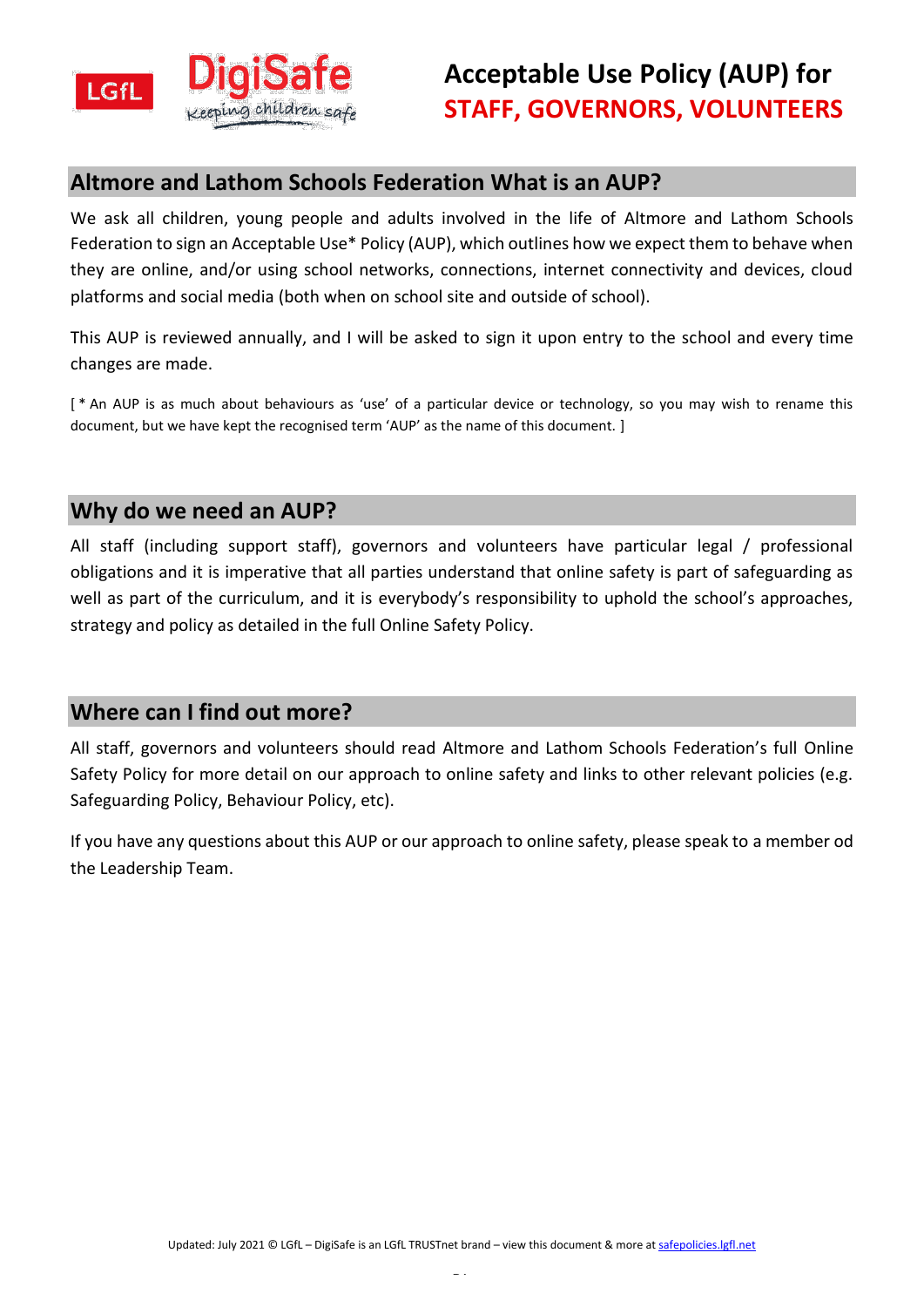# Acceptable Use Policy (AUP) for STAFF, GOVERNORS, VOLUNTEERS

## Altmore and Lathom Schools Federation What is an AUP?

We ask all children, young people and adults involved in the life of Altmore and Lathom Schools Federation to sign an Acceptable Use* Policy (AUP), which outlines how we expect them to behave when they are online, and/or using school networks, connections, internet connectivity and devices, cloud platforms and social media (both when on school site and outside of school).

This AUP is reviewed annually, and I will be asked to sign it upon entry to the school and every time changes are made.

[ * An AUP is as much about behaviours as 'use' of a particular device or technology, so you may wish to rename this document, but we have kept the recognised term 'AUP' as the name of this document. ]

## Why do we need an AUP?

All staff (including support staff), governors and volunteers have particular legal / professional obligations and it is imperative that all parties understand that online safety is part of safeguarding as well as part of the curriculum, and it is everybody's responsibility to uphold the school's approaches, strategy and policy as detailed in the full Online Safety Policy.

## Where can I find out more?

All staff, governors and volunteers should read Altmore and Lathom Schools Federation's full Online Safety Policy for more detail on our approach to online safety and links to other relevant policies (e.g. Safeguarding Policy, Behaviour Policy, etc).

If you have any questions about this AUP or our approach to online safety, please speak to a member od the Leadership Team.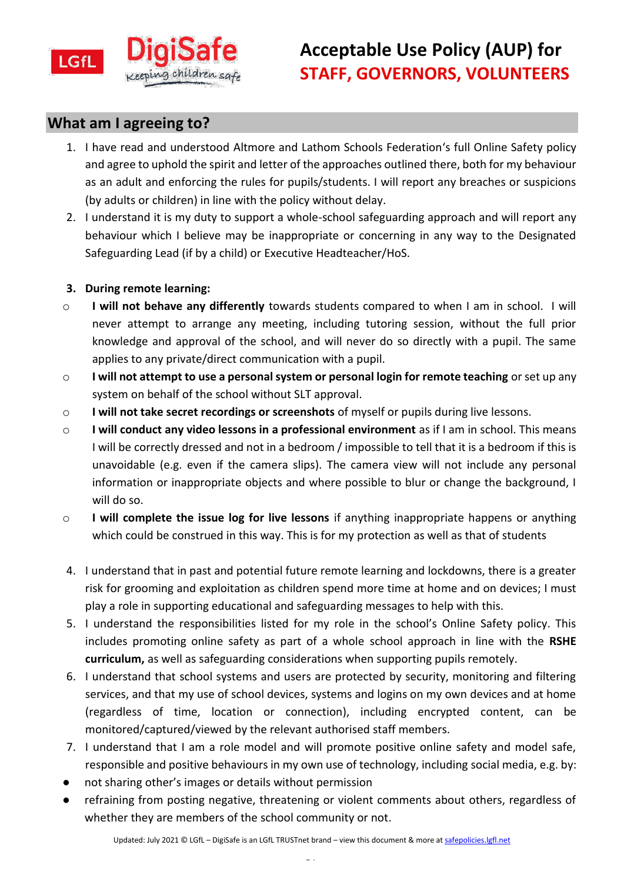# Acceptable Use Policy (AUP) for STAFF, GOVERNORS, VOLUNTEERS

## What am I agreeing to?

1. I have read and understood Altmore and Lathom Schools Federation's full Online Safety policy and agree to uphold the spirit and letter of the approaches outlined there, both for my behaviour as an adult and enforcing the rules for pupils/students. I will report any breaches or suspicions (by adults or children) in line with the policy without delay.
2. I understand it is my duty to support a whole-school safeguarding approach and will report any behaviour which I believe may be inappropriate or concerning in any way to the Designated Safeguarding Lead (if by a child) or Executive Headteacher/HoS.
3. **During remote learning:**
   - **I will not behave any differently** towards students compared to when I am in school. I will never attempt to arrange any meeting, including tutoring session, without the full prior knowledge and approval of the school, and will never do so directly with a pupil. The same applies to any private/direct communication with a pupil.
   - **I will not attempt to use a personal system or personal login for remote teaching** or set up any system on behalf of the school without SLT approval.
   - **I will not take secret recordings or screenshots** of myself or pupils during live lessons.
   - **I will conduct any video lessons in a professional environment** as if I am in school. This means I will be correctly dressed and not in a bedroom / impossible to tell that it is a bedroom if this is unavoidable (e.g. even if the camera slips). The camera view will not include any personal information or inappropriate objects and where possible to blur or change the background, I will do so.
   - **I will complete the issue log for live lessons** if anything inappropriate happens or anything which could be construed in this way. This is for my protection as well as that of students
4. I understand that in past and potential future remote learning and lockdowns, there is a greater risk for grooming and exploitation as children spend more time at home and on devices; I must play a role in supporting educational and safeguarding messages to help with this.
5. I understand the responsibilities listed for my role in the school's Online Safety policy. This includes promoting online safety as part of a whole school approach in line with the **RSHE curriculum,** as well as safeguarding considerations when supporting pupils remotely.
6. I understand that school systems and users are protected by security, monitoring and filtering services, and that my use of school devices, systems and logins on my own devices and at home (regardless of time, location or connection), including encrypted content, can be monitored/captured/viewed by the relevant authorised staff members.
7. I understand that I am a role model and will promote positive online safety and model safe, responsible and positive behaviours in my own use of technology, including social media, e.g. by:
   - not sharing other's images or details without permission
   - refraining from posting negative, threatening or violent comments about others, regardless of whether they are members of the school community or not.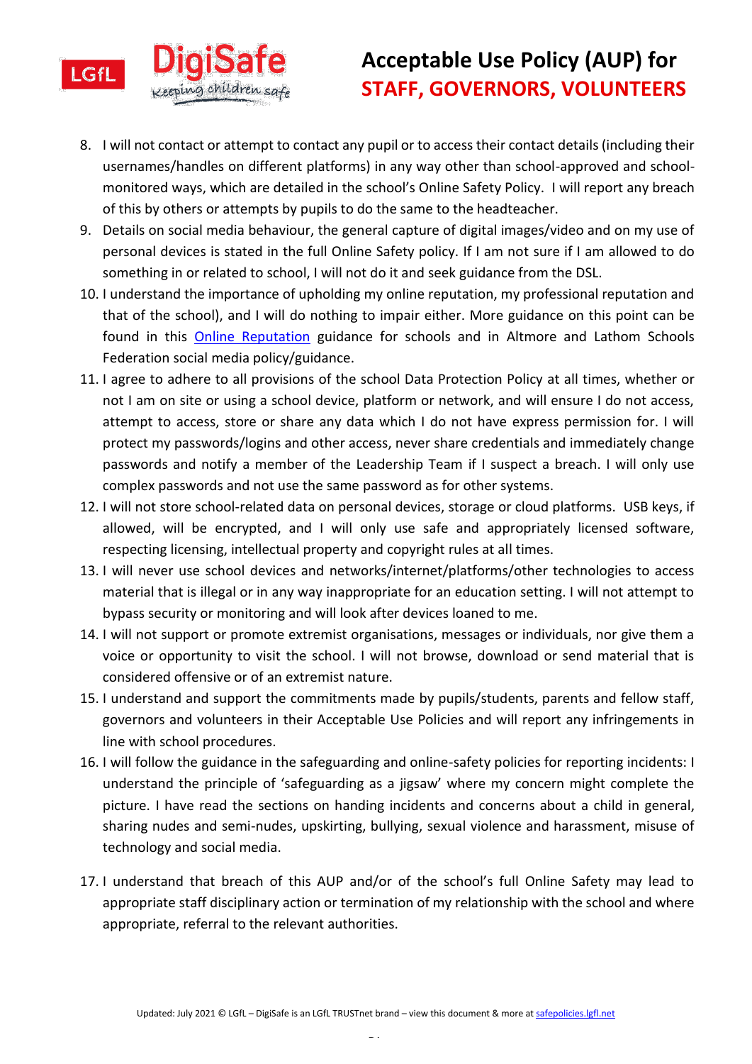8. I will not contact or attempt to contact any pupil or to access their contact details (including their usernames/handles on different platforms) in any way other than school-approved and school-monitored ways, which are detailed in the school's Online Safety Policy. I will report any breach of this by others or attempts by pupils to do the same to the headteacher.
9. Details on social media behaviour, the general capture of digital images/video and on my use of personal devices is stated in the full Online Safety policy. If I am not sure if I am allowed to do something in or related to school, I will not do it and seek guidance from the DSL.
10. I understand the importance of upholding my online reputation, my professional reputation and that of the school), and I will do nothing to impair either. More guidance on this point can be found in this [Online Reputation](#) guidance for schools and in Altmore and Lathom Schools Federation social media policy/guidance.
11. I agree to adhere to all provisions of the school Data Protection Policy at all times, whether or not I am on site or using a school device, platform or network, and will ensure I do not access, attempt to access, store or share any data which I do not have express permission for. I will protect my passwords/logins and other access, never share credentials and immediately change passwords and notify a member of the Leadership Team if I suspect a breach. I will only use complex passwords and not use the same password as for other systems.
12. I will not store school-related data on personal devices, storage or cloud platforms. USB keys, if allowed, will be encrypted, and I will only use safe and appropriately licensed software, respecting licensing, intellectual property and copyright rules at all times.
13. I will never use school devices and networks/internet/platforms/other technologies to access material that is illegal or in any way inappropriate for an education setting. I will not attempt to bypass security or monitoring and will look after devices loaned to me.
14. I will not support or promote extremist organisations, messages or individuals, nor give them a voice or opportunity to visit the school. I will not browse, download or send material that is considered offensive or of an extremist nature.
15. I understand and support the commitments made by pupils/students, parents and fellow staff, governors and volunteers in their Acceptable Use Policies and will report any infringements in line with school procedures.
16. I will follow the guidance in the safeguarding and online-safety policies for reporting incidents: I understand the principle of 'safeguarding as a jigsaw' where my concern might complete the picture. I have read the sections on handing incidents and concerns about a child in general, sharing nudes and semi-nudes, upskirting, bullying, sexual violence and harassment, misuse of technology and social media.
17. I understand that breach of this AUP and/or of the school's full Online Safety may lead to appropriate staff disciplinary action or termination of my relationship with the school and where appropriate, referral to the relevant authorities.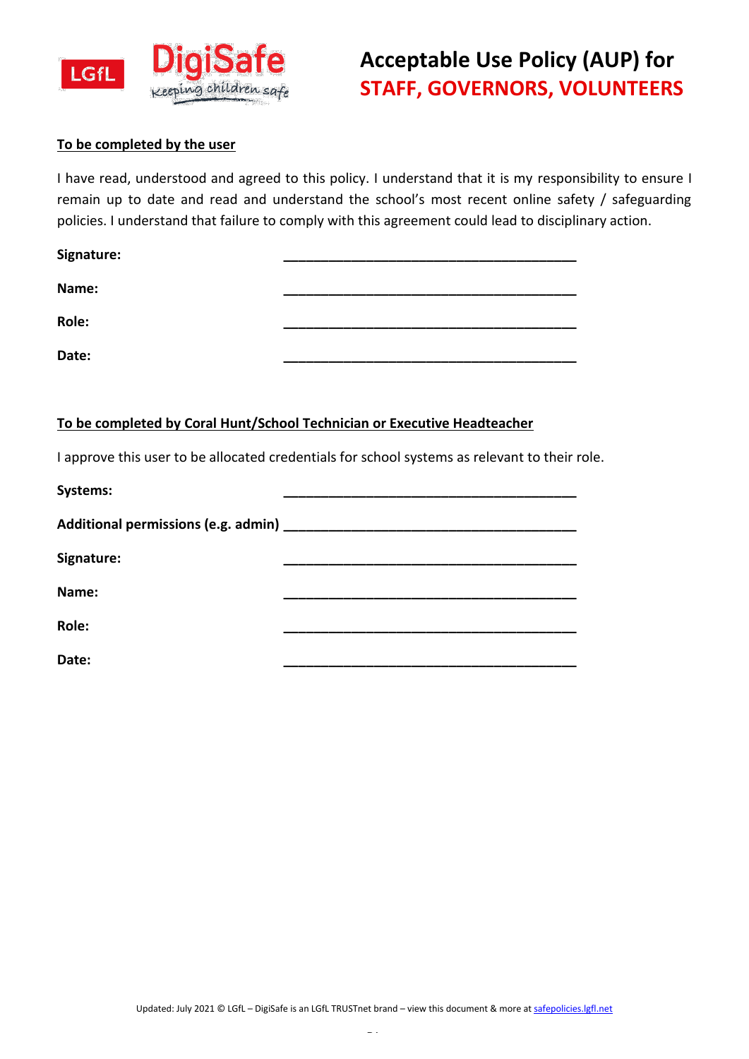# Acceptable Use Policy (AUP) for STAFF, GOVERNORS, VOLUNTEERS

**To be completed by the user**

I have read, understood and agreed to this policy. I understand that it is my responsibility to ensure I remain up to date and read and understand the school's most recent online safety / safeguarding policies. I understand that failure to comply with this agreement could lead to disciplinary action.

**Signature:** ________________________________________

**Name:** ________________________________________

**Role:** ________________________________________

**Date:** ________________________________________

**To be completed by Coral Hunt/School Technician or Executive Headteacher**

I approve this user to be allocated credentials for school systems as relevant to their role.

**Systems:** ________________________________________

**Additional permissions (e.g. admin)** ________________________________________

**Signature:** ________________________________________

**Name:** ________________________________________

**Role:** ________________________________________

**Date:** ________________________________________